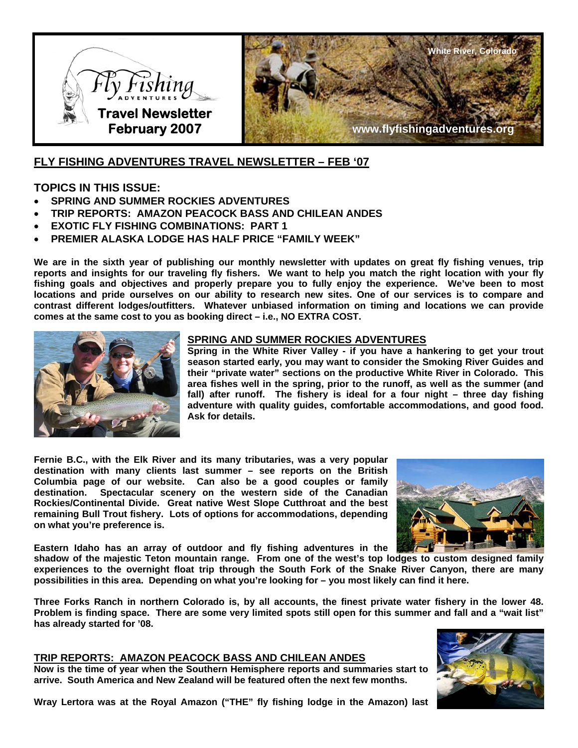Fly Fishing ADVENTURES

**Travel Newsletter February 2007**

White River, Colorado

www.flyfishingadventures.org

## FLY FISHING ADVENTURES TRAVEL NEWSLETTER – FEB '07

### TOPICS IN THIS ISSUE:

- **SPRING AND SUMMER ROCKIES ADVENTURES**
- **TRIP REPORTS: AMAZON PEACOCK BASS AND CHILEAN ANDES**
- **EXOTIC FLY FISHING COMBINATIONS: PART 1**
- **PREMIER ALASKA LODGE HAS HALF PRICE "FAMILY WEEK"**

**We are in the sixth year of publishing our monthly newsletter with updates on great fly fishing venues, trip reports and insights for our traveling fly fishers. We want to help you match the right location with your fly fishing goals and objectives and properly prepare you to fully enjoy the experience. We've been to most locations and pride ourselves on our ability to research new sites. One of our services is to compare and contrast different lodges/outfitters. Whatever unbiased information on timing and locations we can provide comes at the same cost to you as booking direct – i.e., NO EXTRA COST.**

### SPRING AND SUMMER ROCKIES ADVENTURES

**Spring in the White River Valley - if you have a hankering to get your trout season started early, you may want to consider the Smoking River Guides and their "private water" sections on the productive White River in Colorado. This area fishes well in the spring, prior to the runoff, as well as the summer (and fall) after runoff. The fishery is ideal for a four night – three day fishing adventure with quality guides, comfortable accommodations, and good food. Ask for details.**

**Fernie B.C., with the Elk River and its many tributaries, was a very popular destination with many clients last summer – see reports on the British Columbia page of our website. Can also be a good couples or family destination. Spectacular scenery on the western side of the Canadian Rockies/Continental Divide. Great native West Slope Cutthroat and the best remaining Bull Trout fishery. Lots of options for accommodations, depending on what you're preference is.**

**Eastern Idaho has an array of outdoor and fly fishing adventures in the shadow of the majestic Teton mountain range. From one of the west's top lodges to custom designed family experiences to the overnight float trip through the South Fork of the Snake River Canyon, there are many possibilities in this area. Depending on what you're looking for – you most likely can find it here.**

**Three Forks Ranch in northern Colorado is, by all accounts, the finest private water fishery in the lower 48. Problem is finding space. There are some very limited spots still open for this summer and fall and a "wait list" has already started for '08.**

### TRIP REPORTS: AMAZON PEACOCK BASS AND CHILEAN ANDES

**Now is the time of year when the Southern Hemisphere reports and summaries start to arrive. South America and New Zealand will be featured often the next few months.**

**Wray Lertora was at the Royal Amazon ("THE" fly fishing lodge in the Amazon) last**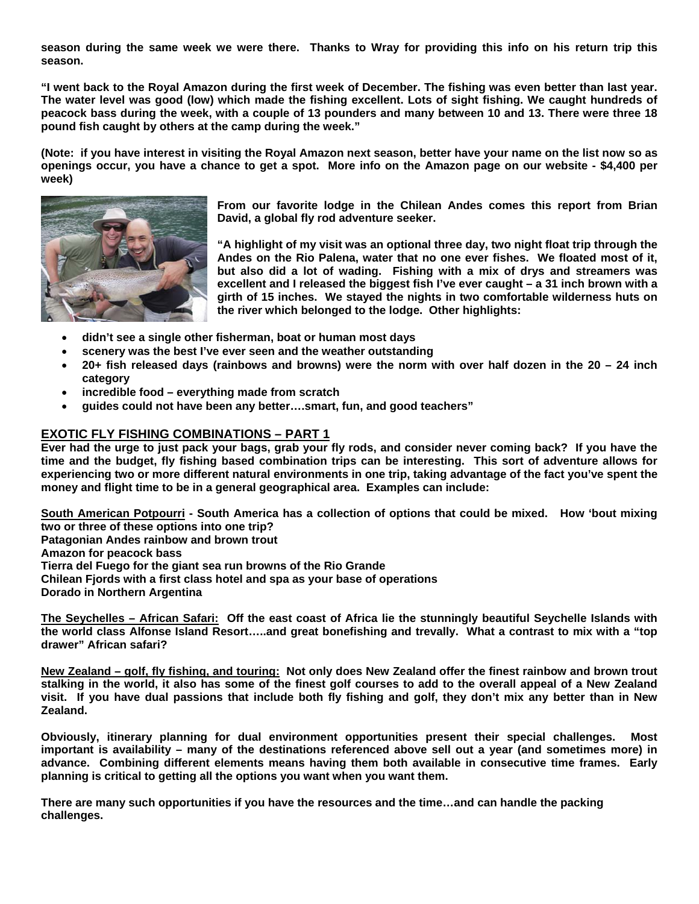**season during the same week we were there. Thanks to Wray for providing this info on his return trip this season.**

**"I went back to the Royal Amazon during the first week of December. The fishing was even better than last year. The water level was good (low) which made the fishing excellent. Lots of sight fishing. We caught hundreds of peacock bass during the week, with a couple of 13 pounders and many between 10 and 13. There were three 18 pound fish caught by others at the camp during the week."**

**(Note: if you have interest in visiting the Royal Amazon next season, better have your name on the list now so as openings occur, you have a chance to get a spot. More info on the Amazon page on our website - $4,400 per week)**

**From our favorite lodge in the Chilean Andes comes this report from Brian David, a global fly rod adventure seeker.**

**"A highlight of my visit was an optional three day, two night float trip through the Andes on the Rio Palena, water that no one ever fishes. We floated most of it, but also did a lot of wading. Fishing with a mix of drys and streamers was excellent and I released the biggest fish I've ever caught – a 31 inch brown with a girth of 15 inches. We stayed the nights in two comfortable wilderness huts on the river which belonged to the lodge. Other highlights:**

- **didn't see a single other fisherman, boat or human most days**
- **scenery was the best I've ever seen and the weather outstanding**
- **20+ fish released days (rainbows and browns) were the norm with over half dozen in the 20 – 24 inch category**
- **incredible food – everything made from scratch**
- **guides could not have been any better….smart, fun, and good teachers"**

## EXOTIC FLY FISHING COMBINATIONS – PART 1

**Ever had the urge to just pack your bags, grab your fly rods, and consider never coming back? If you have the time and the budget, fly fishing based combination trips can be interesting. This sort of adventure allows for experiencing two or more different natural environments in one trip, taking advantage of the fact you've spent the money and flight time to be in a general geographical area. Examples can include:**

**South American Potpourri - South America has a collection of options that could be mixed. How 'bout mixing two or three of these options into one trip?**
**Patagonian Andes rainbow and brown trout**
**Amazon for peacock bass**
**Tierra del Fuego for the giant sea run browns of the Rio Grande**
**Chilean Fjords with a first class hotel and spa as your base of operations**
**Dorado in Northern Argentina**

**The Seychelles – African Safari: Off the east coast of Africa lie the stunningly beautiful Seychelle Islands with the world class Alfonse Island Resort…..and great bonefishing and trevally. What a contrast to mix with a "top drawer" African safari?**

**New Zealand – golf, fly fishing, and touring: Not only does New Zealand offer the finest rainbow and brown trout stalking in the world, it also has some of the finest golf courses to add to the overall appeal of a New Zealand visit. If you have dual passions that include both fly fishing and golf, they don't mix any better than in New Zealand.**

**Obviously, itinerary planning for dual environment opportunities present their special challenges. Most important is availability – many of the destinations referenced above sell out a year (and sometimes more) in advance. Combining different elements means having them both available in consecutive time frames. Early planning is critical to getting all the options you want when you want them.**

**There are many such opportunities if you have the resources and the time…and can handle the packing challenges.**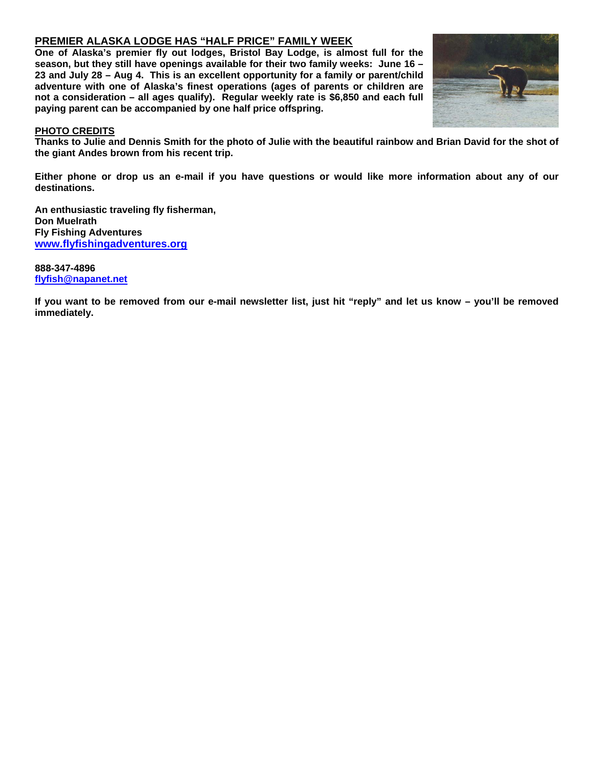## PREMIER ALASKA LODGE HAS "HALF PRICE" FAMILY WEEK

**One of Alaska's premier fly out lodges, Bristol Bay Lodge, is almost full for the season, but they still have openings available for their two family weeks: June 16 – 23 and July 28 – Aug 4. This is an excellent opportunity for a family or parent/child adventure with one of Alaska's finest operations (ages of parents or children are not a consideration – all ages qualify). Regular weekly rate is $6,850 and each full paying parent can be accompanied by one half price offspring.**

## PHOTO CREDITS

**Thanks to Julie and Dennis Smith for the photo of Julie with the beautiful rainbow and Brian David for the shot of the giant Andes brown from his recent trip.**

**Either phone or drop us an e-mail if you have questions or would like more information about any of our destinations.**

**An enthusiastic traveling fly fisherman,**
**Don Muelrath**
**Fly Fishing Adventures**
**www.flyfishingadventures.org**

**888-347-4896**
**flyfish@napanet.net**

**If you want to be removed from our e-mail newsletter list, just hit "reply" and let us know – you'll be removed immediately.**